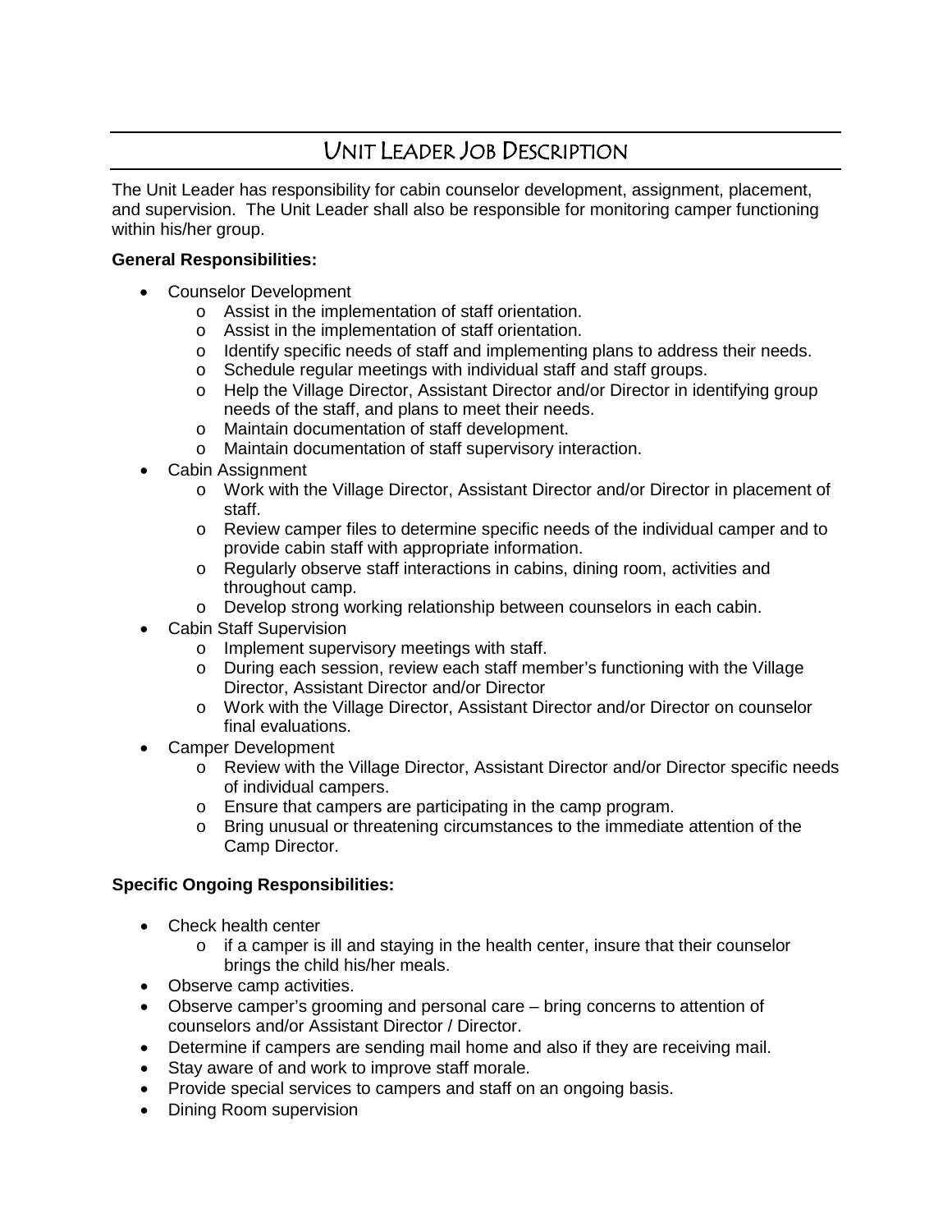# Unit Leader Job Description

The Unit Leader has responsibility for cabin counselor development, assignment, placement, and supervision. The Unit Leader shall also be responsible for monitoring camper functioning within his/her group.

**General Responsibilities:**

- Counselor Development
  - Assist in the implementation of staff orientation.
  - Assist in the implementation of staff orientation.
  - Identify specific needs of staff and implementing plans to address their needs.
  - Schedule regular meetings with individual staff and staff groups.
  - Help the Village Director, Assistant Director and/or Director in identifying group needs of the staff, and plans to meet their needs.
  - Maintain documentation of staff development.
  - Maintain documentation of staff supervisory interaction.
- Cabin Assignment
  - Work with the Village Director, Assistant Director and/or Director in placement of staff.
  - Review camper files to determine specific needs of the individual camper and to provide cabin staff with appropriate information.
  - Regularly observe staff interactions in cabins, dining room, activities and throughout camp.
  - Develop strong working relationship between counselors in each cabin.
- Cabin Staff Supervision
  - Implement supervisory meetings with staff.
  - During each session, review each staff member's functioning with the Village Director, Assistant Director and/or Director
  - Work with the Village Director, Assistant Director and/or Director on counselor final evaluations.
- Camper Development
  - Review with the Village Director, Assistant Director and/or Director specific needs of individual campers.
  - Ensure that campers are participating in the camp program.
  - Bring unusual or threatening circumstances to the immediate attention of the Camp Director.

**Specific Ongoing Responsibilities:**

- Check health center
  - if a camper is ill and staying in the health center, insure that their counselor brings the child his/her meals.
- Observe camp activities.
- Observe camper's grooming and personal care – bring concerns to attention of counselors and/or Assistant Director / Director.
- Determine if campers are sending mail home and also if they are receiving mail.
- Stay aware of and work to improve staff morale.
- Provide special services to campers and staff on an ongoing basis.
- Dining Room supervision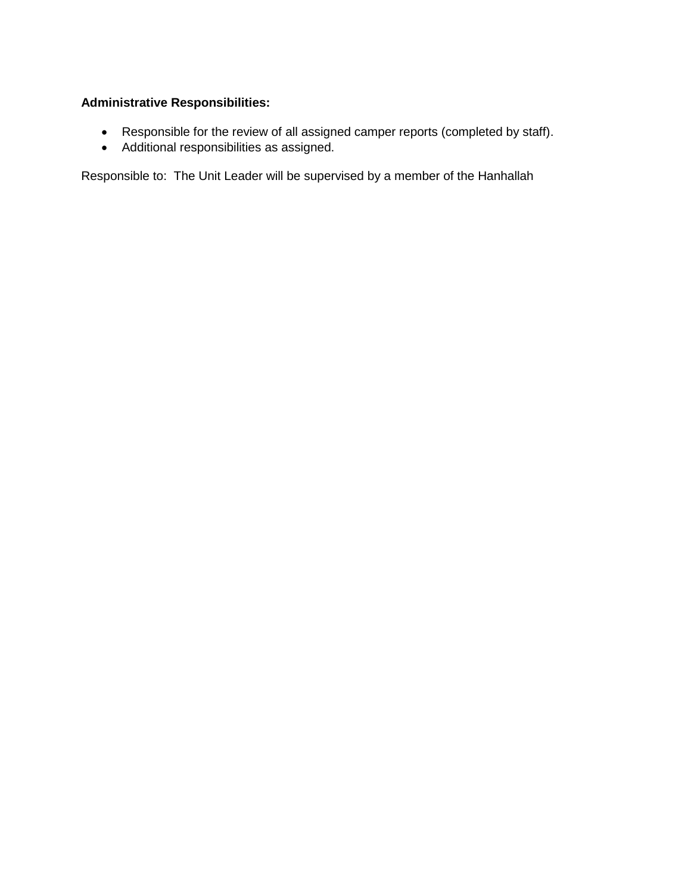**Administrative Responsibilities:**

- Responsible for the review of all assigned camper reports (completed by staff).
- Additional responsibilities as assigned.

Responsible to: The Unit Leader will be supervised by a member of the Hanhallah